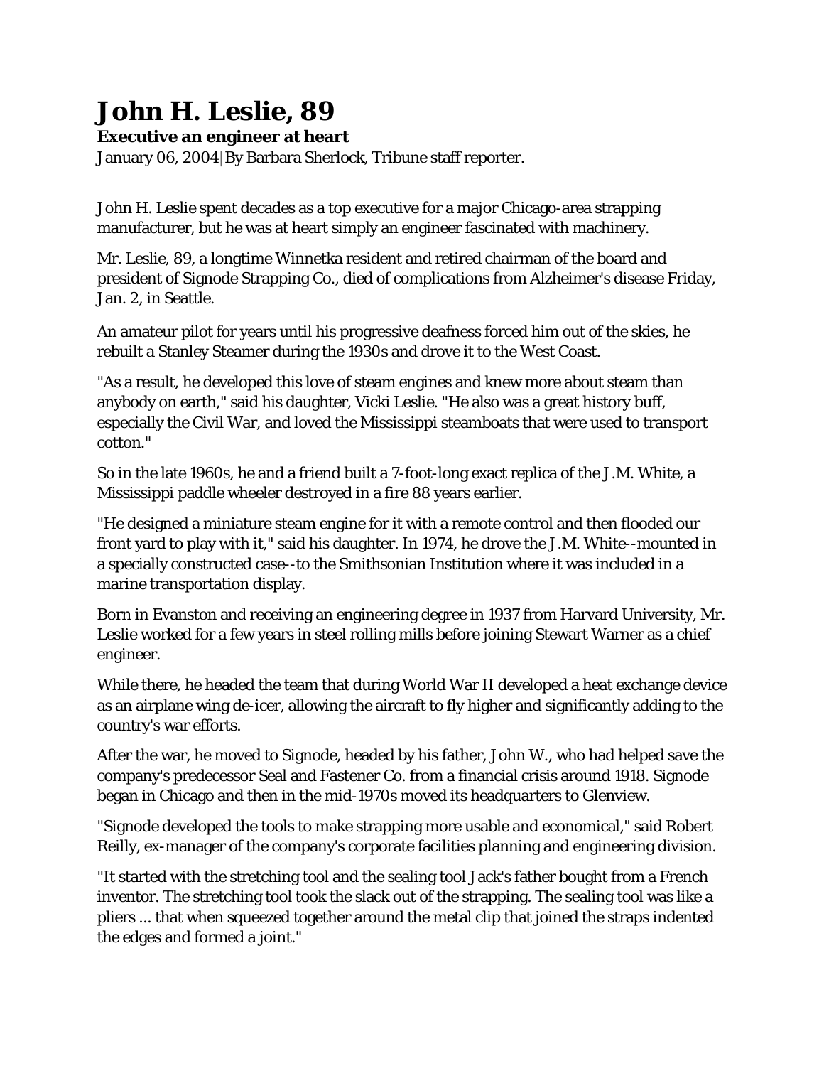# John H. Leslie, 89

**Executive an engineer at heart**

January 06, 2004|By Barbara Sherlock, Tribune staff reporter.

John H. Leslie spent decades as a top executive for a major Chicago-area strapping manufacturer, but he was at heart simply an engineer fascinated with machinery.

Mr. Leslie, 89, a longtime Winnetka resident and retired chairman of the board and president of Signode Strapping Co., died of complications from Alzheimer's disease Friday, Jan. 2, in Seattle.

An amateur pilot for years until his progressive deafness forced him out of the skies, he rebuilt a Stanley Steamer during the 1930s and drove it to the West Coast.

"As a result, he developed this love of steam engines and knew more about steam than anybody on earth," said his daughter, Vicki Leslie. "He also was a great history buff, especially the Civil War, and loved the Mississippi steamboats that were used to transport cotton."

So in the late 1960s, he and a friend built a 7-foot-long exact replica of the J.M. White, a Mississippi paddle wheeler destroyed in a fire 88 years earlier.

"He designed a miniature steam engine for it with a remote control and then flooded our front yard to play with it," said his daughter. In 1974, he drove the J.M. White--mounted in a specially constructed case--to the Smithsonian Institution where it was included in a marine transportation display.

Born in Evanston and receiving an engineering degree in 1937 from Harvard University, Mr. Leslie worked for a few years in steel rolling mills before joining Stewart Warner as a chief engineer.

While there, he headed the team that during World War II developed a heat exchange device as an airplane wing de-icer, allowing the aircraft to fly higher and significantly adding to the country's war efforts.

After the war, he moved to Signode, headed by his father, John W., who had helped save the company's predecessor Seal and Fastener Co. from a financial crisis around 1918. Signode began in Chicago and then in the mid-1970s moved its headquarters to Glenview.

"Signode developed the tools to make strapping more usable and economical," said Robert Reilly, ex-manager of the company's corporate facilities planning and engineering division.

"It started with the stretching tool and the sealing tool Jack's father bought from a French inventor. The stretching tool took the slack out of the strapping. The sealing tool was like a pliers ... that when squeezed together around the metal clip that joined the straps indented the edges and formed a joint."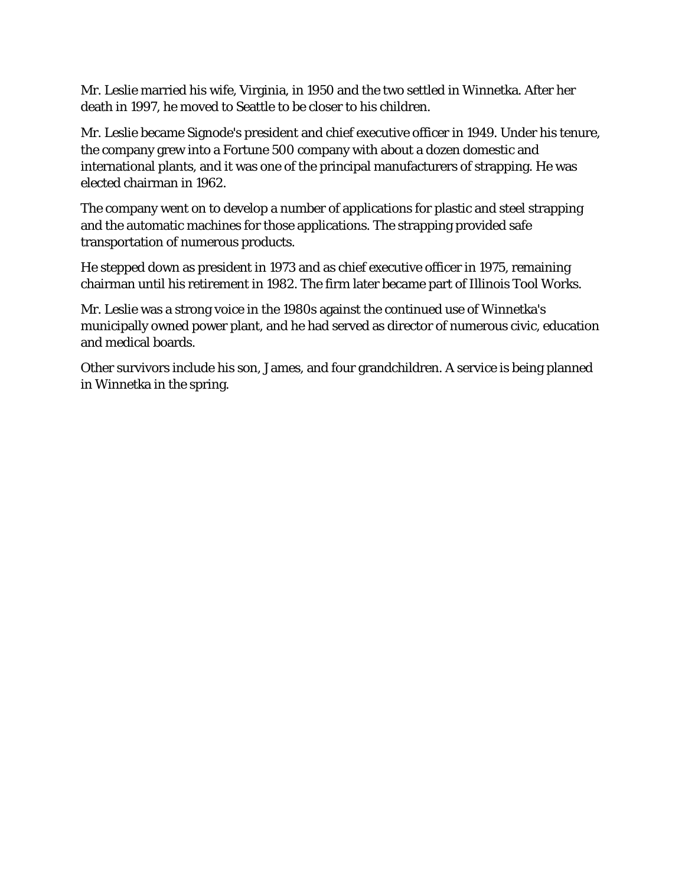Mr. Leslie married his wife, Virginia, in 1950 and the two settled in Winnetka. After her death in 1997, he moved to Seattle to be closer to his children.

Mr. Leslie became Signode's president and chief executive officer in 1949. Under his tenure, the company grew into a Fortune 500 company with about a dozen domestic and international plants, and it was one of the principal manufacturers of strapping. He was elected chairman in 1962.

The company went on to develop a number of applications for plastic and steel strapping and the automatic machines for those applications. The strapping provided safe transportation of numerous products.

He stepped down as president in 1973 and as chief executive officer in 1975, remaining chairman until his retirement in 1982. The firm later became part of Illinois Tool Works.

Mr. Leslie was a strong voice in the 1980s against the continued use of Winnetka's municipally owned power plant, and he had served as director of numerous civic, education and medical boards.

Other survivors include his son, James, and four grandchildren. A service is being planned in Winnetka in the spring.